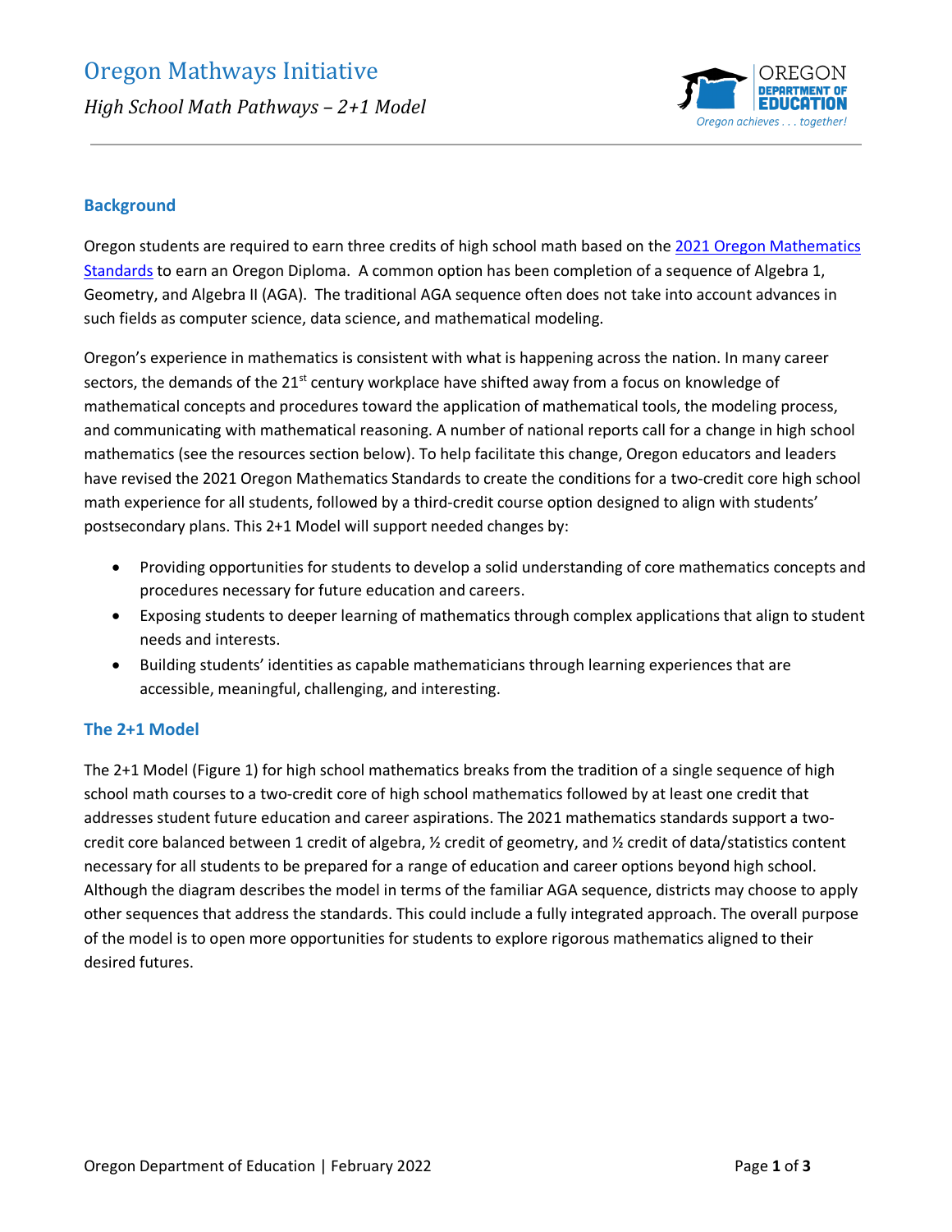# Oregon Mathways Initiative

*High School Math Pathways – 2+1 Model*

## Background

Oregon students are required to earn three credits of high school math based on the [2021 Oregon Mathematics Standards](#) to earn an Oregon Diploma. A common option has been completion of a sequence of Algebra 1, Geometry, and Algebra II (AGA). The traditional AGA sequence often does not take into account advances in such fields as computer science, data science, and mathematical modeling.

Oregon's experience in mathematics is consistent with what is happening across the nation. In many career sectors, the demands of the 21st century workplace have shifted away from a focus on knowledge of mathematical concepts and procedures toward the application of mathematical tools, the modeling process, and communicating with mathematical reasoning. A number of national reports call for a change in high school mathematics (see the resources section below). To help facilitate this change, Oregon educators and leaders have revised the 2021 Oregon Mathematics Standards to create the conditions for a two-credit core high school math experience for all students, followed by a third-credit course option designed to align with students' postsecondary plans. This 2+1 Model will support needed changes by:

- Providing opportunities for students to develop a solid understanding of core mathematics concepts and procedures necessary for future education and careers.
- Exposing students to deeper learning of mathematics through complex applications that align to student needs and interests.
- Building students' identities as capable mathematicians through learning experiences that are accessible, meaningful, challenging, and interesting.

## The 2+1 Model

The 2+1 Model (Figure 1) for high school mathematics breaks from the tradition of a single sequence of high school math courses to a two-credit core of high school mathematics followed by at least one credit that addresses student future education and career aspirations. The 2021 mathematics standards support a two-credit core balanced between 1 credit of algebra, ½ credit of geometry, and ½ credit of data/statistics content necessary for all students to be prepared for a range of education and career options beyond high school. Although the diagram describes the model in terms of the familiar AGA sequence, districts may choose to apply other sequences that address the standards. This could include a fully integrated approach. The overall purpose of the model is to open more opportunities for students to explore rigorous mathematics aligned to their desired futures.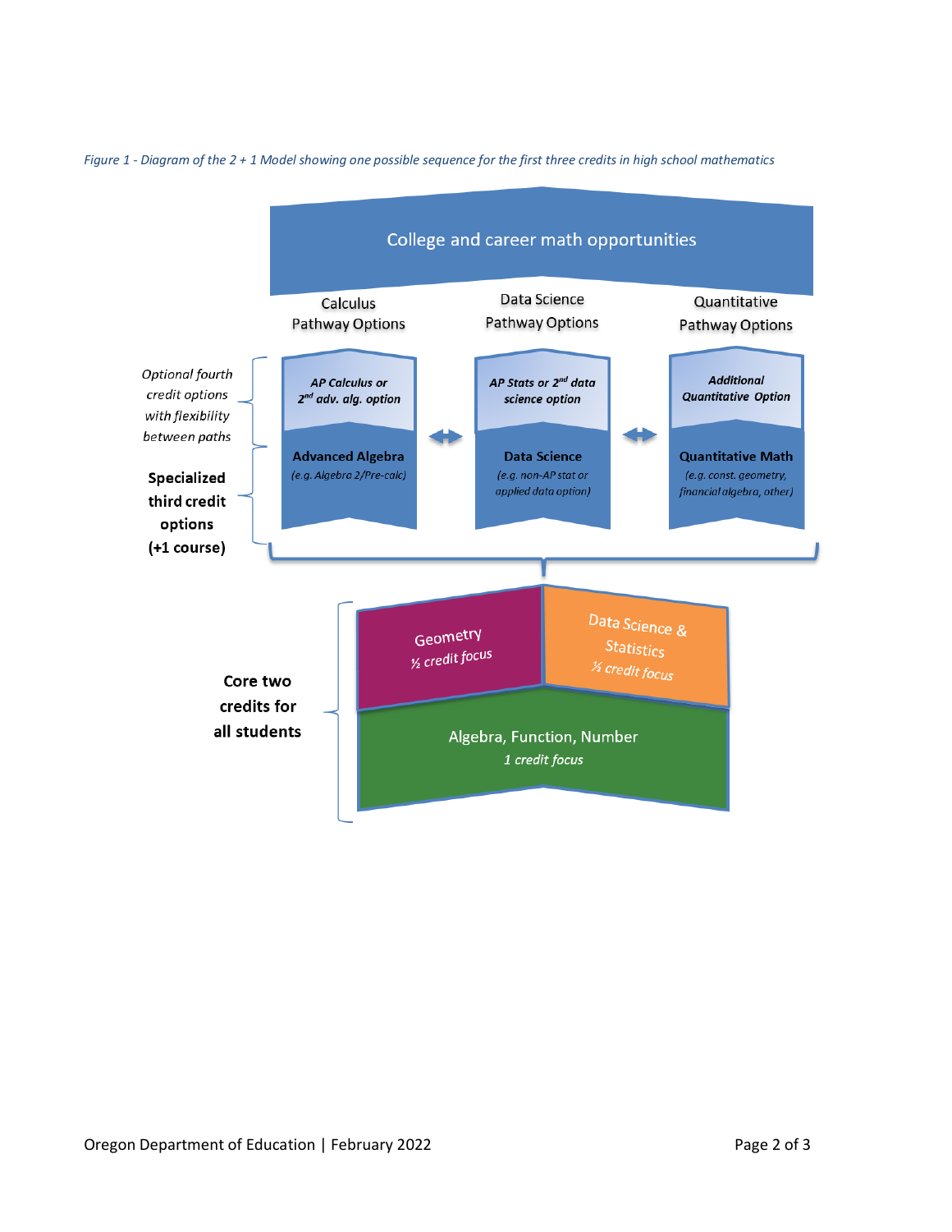*Figure 1 - Diagram of the 2 + 1 Model showing one possible sequence for the first three credits in high school mathematics*

**College and career math opportunities**

| | Calculus Pathway Options | Data Science Pathway Options | Quantitative Pathway Options |
|---|---|---|---|
| *Optional fourth credit options with flexibility between paths* | ***AP Calculus or 2nd adv. alg. option*** | ***AP Stats or 2nd data science option*** | ***Additional Quantitative Option*** |
| **Specialized third credit options (+1 course)** | **Advanced Algebra** *(e.g. Algebra 2/Pre-calc)* | **Data Science** *(e.g. non-AP stat or applied data option)* | **Quantitative Math** *(e.g. const. geometry, financial algebra, other)* |

**Core two credits for all students**

- Geometry *½ credit focus*
- Data Science & Statistics *½ credit focus*
- Algebra, Function, Number *1 credit focus*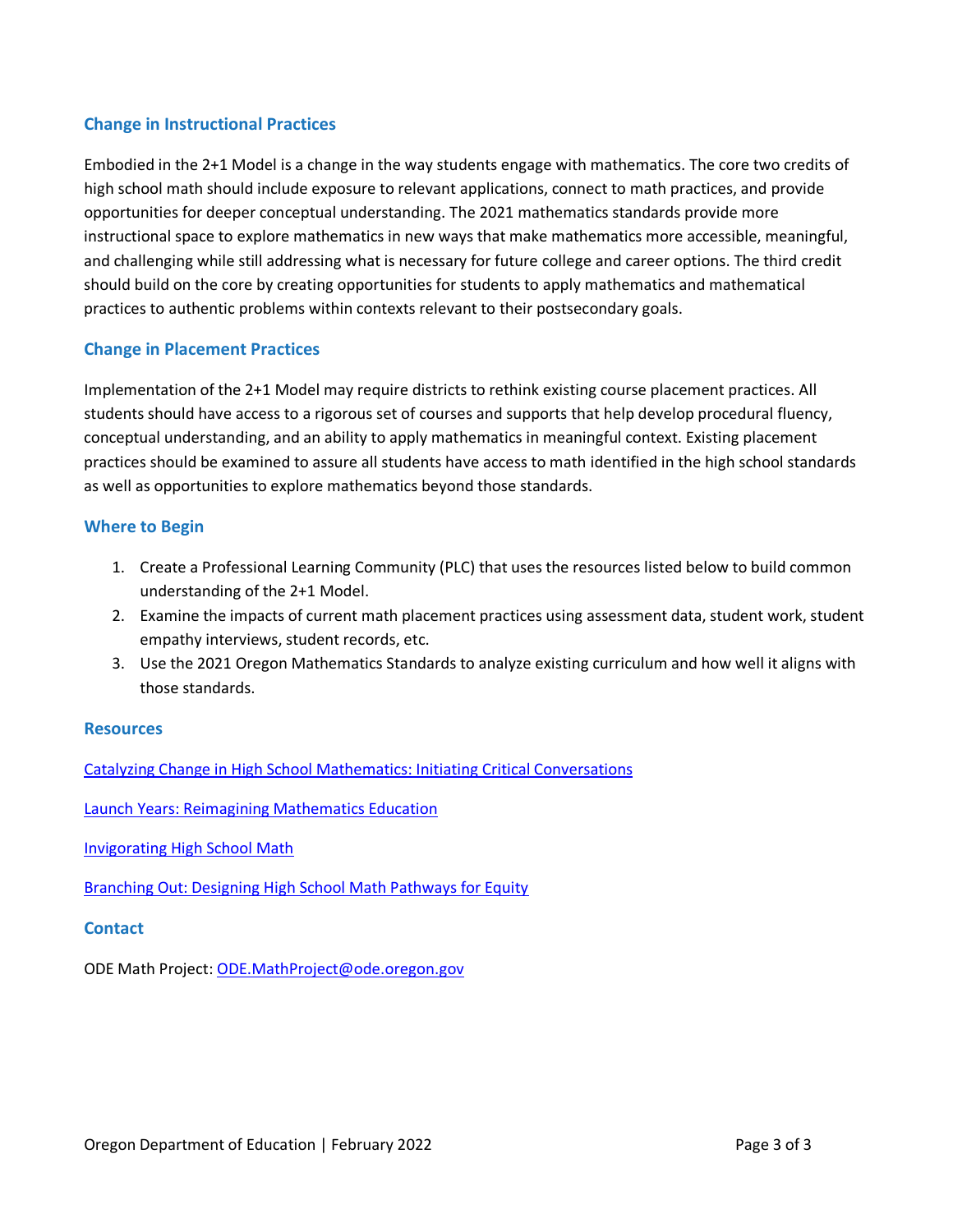## Change in Instructional Practices

Embodied in the 2+1 Model is a change in the way students engage with mathematics. The core two credits of high school math should include exposure to relevant applications, connect to math practices, and provide opportunities for deeper conceptual understanding. The 2021 mathematics standards provide more instructional space to explore mathematics in new ways that make mathematics more accessible, meaningful, and challenging while still addressing what is necessary for future college and career options. The third credit should build on the core by creating opportunities for students to apply mathematics and mathematical practices to authentic problems within contexts relevant to their postsecondary goals.

## Change in Placement Practices

Implementation of the 2+1 Model may require districts to rethink existing course placement practices. All students should have access to a rigorous set of courses and supports that help develop procedural fluency, conceptual understanding, and an ability to apply mathematics in meaningful context. Existing placement practices should be examined to assure all students have access to math identified in the high school standards as well as opportunities to explore mathematics beyond those standards.

## Where to Begin

1. Create a Professional Learning Community (PLC) that uses the resources listed below to build common understanding of the 2+1 Model.
2. Examine the impacts of current math placement practices using assessment data, student work, student empathy interviews, student records, etc.
3. Use the 2021 Oregon Mathematics Standards to analyze existing curriculum and how well it aligns with those standards.

## Resources

Catalyzing Change in High School Mathematics: Initiating Critical Conversations

Launch Years: Reimagining Mathematics Education

Invigorating High School Math

Branching Out: Designing High School Math Pathways for Equity

## Contact

ODE Math Project: ODE.MathProject@ode.oregon.gov